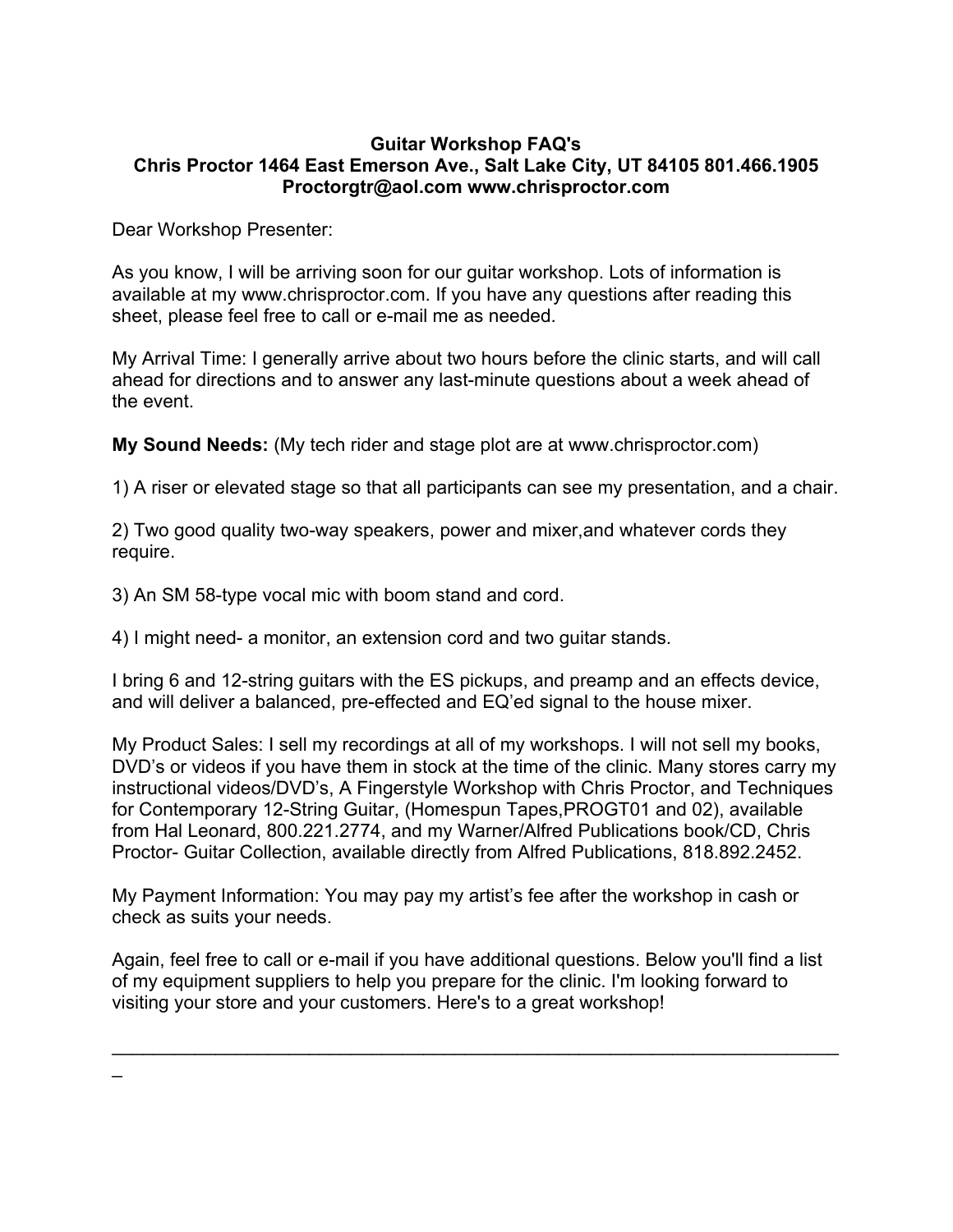**Guitar Workshop FAQ's**
**Chris Proctor 1464 East Emerson Ave., Salt Lake City, UT 84105 801.466.1905**
**Proctorgtr@aol.com www.chrisproctor.com**

Dear Workshop Presenter:

As you know, I will be arriving soon for our guitar workshop. Lots of information is available at my www.chrisproctor.com. If you have any questions after reading this sheet, please feel free to call or e-mail me as needed.

My Arrival Time: I generally arrive about two hours before the clinic starts, and will call ahead for directions and to answer any last-minute questions about a week ahead of the event.

**My Sound Needs:** (My tech rider and stage plot are at www.chrisproctor.com)

1) A riser or elevated stage so that all participants can see my presentation, and a chair.

2) Two good quality two-way speakers, power and mixer,and whatever cords they require.

3) An SM 58-type vocal mic with boom stand and cord.

4) I might need- a monitor, an extension cord and two guitar stands.

I bring 6 and 12-string guitars with the ES pickups, and preamp and an effects device, and will deliver a balanced, pre-effected and EQ'ed signal to the house mixer.

My Product Sales: I sell my recordings at all of my workshops. I will not sell my books, DVD's or videos if you have them in stock at the time of the clinic. Many stores carry my instructional videos/DVD's, A Fingerstyle Workshop with Chris Proctor, and Techniques for Contemporary 12-String Guitar, (Homespun Tapes,PROGT01 and 02), available from Hal Leonard, 800.221.2774, and my Warner/Alfred Publications book/CD, Chris Proctor- Guitar Collection, available directly from Alfred Publications, 818.892.2452.

My Payment Information: You may pay my artist's fee after the workshop in cash or check as suits your needs.

Again, feel free to call or e-mail if you have additional questions. Below you'll find a list of my equipment suppliers to help you prepare for the clinic. I'm looking forward to visiting your store and your customers. Here's to a great workshop!

---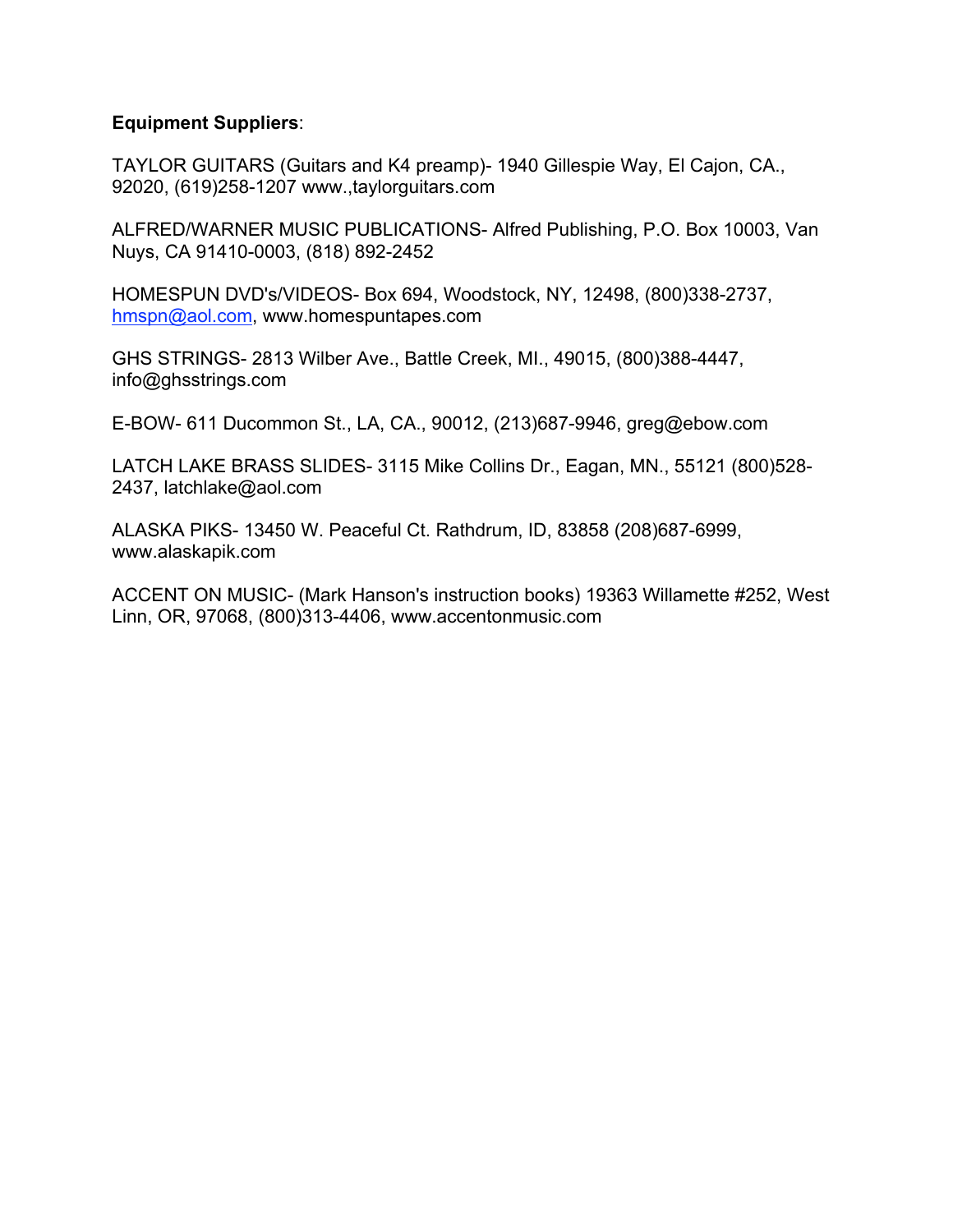**Equipment Suppliers**:

TAYLOR GUITARS (Guitars and K4 preamp)- 1940 Gillespie Way, El Cajon, CA., 92020, (619)258-1207 www.,taylorguitars.com

ALFRED/WARNER MUSIC PUBLICATIONS- Alfred Publishing, P.O. Box 10003, Van Nuys, CA 91410-0003, (818) 892-2452

HOMESPUN DVD's/VIDEOS- Box 694, Woodstock, NY, 12498, (800)338-2737, hmspn@aol.com, www.homespuntapes.com

GHS STRINGS- 2813 Wilber Ave., Battle Creek, MI., 49015, (800)388-4447, info@ghsstrings.com

E-BOW- 611 Ducommon St., LA, CA., 90012, (213)687-9946, greg@ebow.com

LATCH LAKE BRASS SLIDES- 3115 Mike Collins Dr., Eagan, MN., 55121 (800)528-2437, latchlake@aol.com

ALASKA PIKS- 13450 W. Peaceful Ct. Rathdrum, ID, 83858 (208)687-6999, www.alaskapik.com

ACCENT ON MUSIC- (Mark Hanson's instruction books) 19363 Willamette #252, West Linn, OR, 97068, (800)313-4406, www.accentonmusic.com